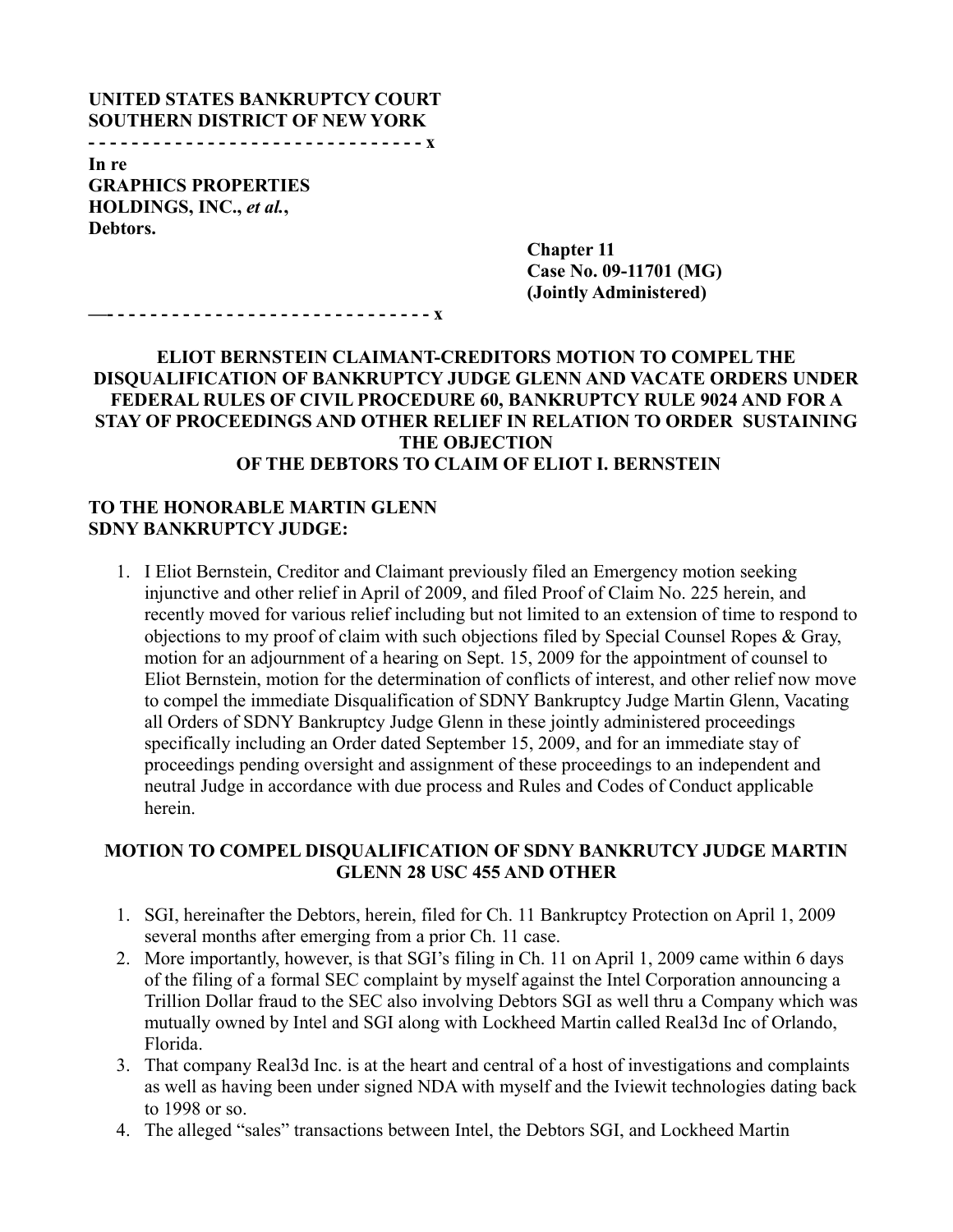**UNITED STATES BANKRUPTCY COURT**
**SOUTHERN DISTRICT OF NEW YORK**
**- - - - - - - - - - - - - - - - - - - - - - - - - - - - - - x**
**In re**
**GRAPHICS PROPERTIES HOLDINGS, INC.,** ***et al.*****,**
**Debtors.**

**Chapter 11**
**Case No. 09-11701 (MG)**
**(Jointly Administered)**

**—- - - - - - - - - - - - - - - - - - - - - - - - - - - - - x**

**ELIOT BERNSTEIN CLAIMANT-CREDITORS MOTION TO COMPEL THE DISQUALIFICATION OF BANKRUPTCY JUDGE GLENN AND VACATE ORDERS UNDER FEDERAL RULES OF CIVIL PROCEDURE 60, BANKRUPTCY RULE 9024 AND FOR A STAY OF PROCEEDINGS AND OTHER RELIEF IN RELATION TO ORDER SUSTAINING THE OBJECTION OF THE DEBTORS TO CLAIM OF ELIOT I. BERNSTEIN**

**TO THE HONORABLE MARTIN GLENN**
**SDNY BANKRUPTCY JUDGE:**

1. I Eliot Bernstein, Creditor and Claimant previously filed an Emergency motion seeking injunctive and other relief in April of 2009, and filed Proof of Claim No. 225 herein, and recently moved for various relief including but not limited to an extension of time to respond to objections to my proof of claim with such objections filed by Special Counsel Ropes & Gray, motion for an adjournment of a hearing on Sept. 15, 2009 for the appointment of counsel to Eliot Bernstein, motion for the determination of conflicts of interest, and other relief now move to compel the immediate Disqualification of SDNY Bankruptcy Judge Martin Glenn, Vacating all Orders of SDNY Bankruptcy Judge Glenn in these jointly administered proceedings specifically including an Order dated September 15, 2009, and for an immediate stay of proceedings pending oversight and assignment of these proceedings to an independent and neutral Judge in accordance with due process and Rules and Codes of Conduct applicable herein.

**MOTION TO COMPEL DISQUALIFICATION OF SDNY BANKRUTCY JUDGE MARTIN GLENN 28 USC 455 AND OTHER**

1. SGI, hereinafter the Debtors, herein, filed for Ch. 11 Bankruptcy Protection on April 1, 2009 several months after emerging from a prior Ch. 11 case.
2. More importantly, however, is that SGI's filing in Ch. 11 on April 1, 2009 came within 6 days of the filing of a formal SEC complaint by myself against the Intel Corporation announcing a Trillion Dollar fraud to the SEC also involving Debtors SGI as well thru a Company which was mutually owned by Intel and SGI along with Lockheed Martin called Real3d Inc of Orlando, Florida.
3. That company Real3d Inc. is at the heart and central of a host of investigations and complaints as well as having been under signed NDA with myself and the Iviewit technologies dating back to 1998 or so.
4. The alleged "sales" transactions between Intel, the Debtors SGI, and Lockheed Martin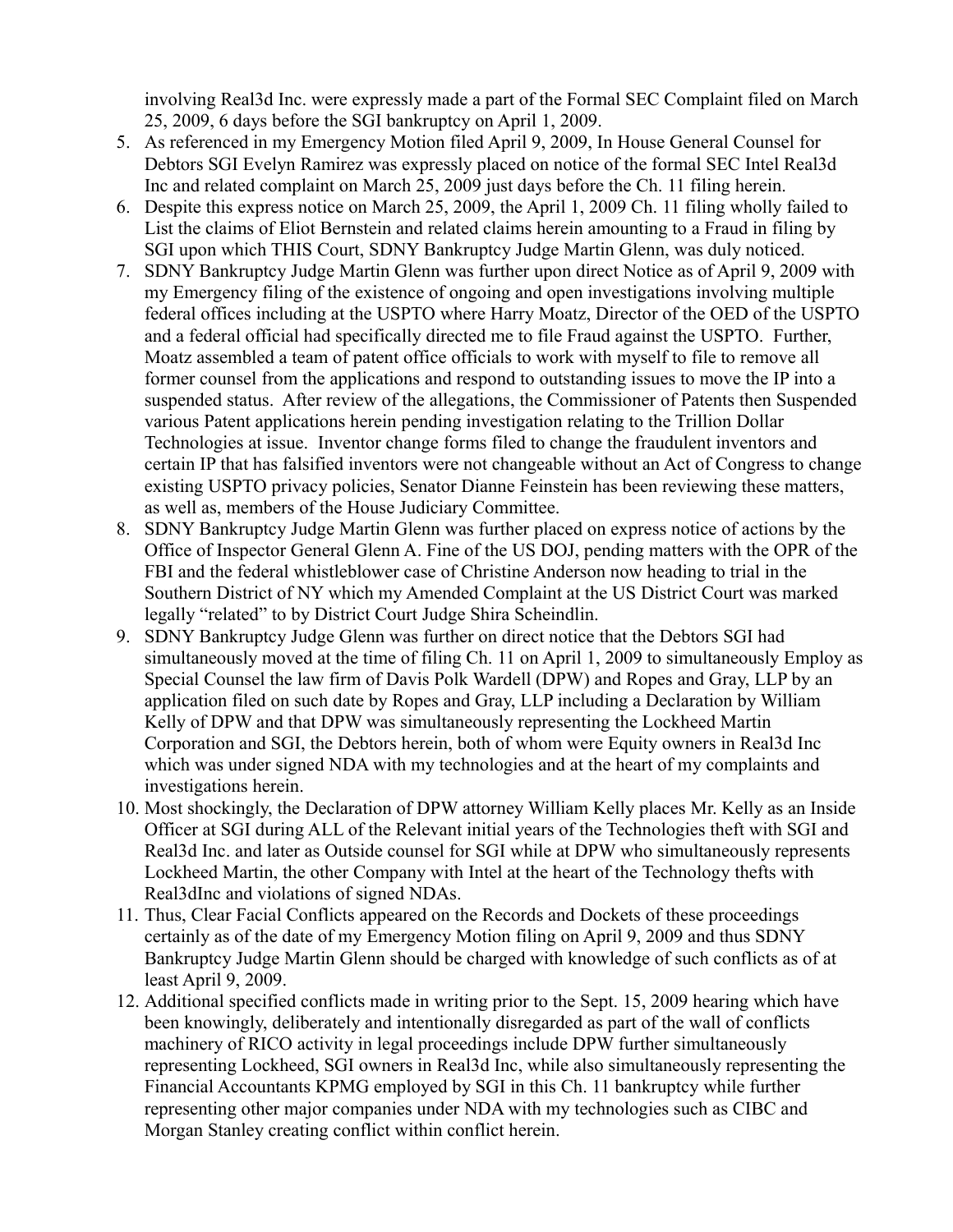involving Real3d Inc. were expressly made a part of the Formal SEC Complaint filed on March 25, 2009, 6 days before the SGI bankruptcy on April 1, 2009.

5. As referenced in my Emergency Motion filed April 9, 2009, In House General Counsel for Debtors SGI Evelyn Ramirez was expressly placed on notice of the formal SEC Intel Real3d Inc and related complaint on March 25, 2009 just days before the Ch. 11 filing herein.
6. Despite this express notice on March 25, 2009, the April 1, 2009 Ch. 11 filing wholly failed to List the claims of Eliot Bernstein and related claims herein amounting to a Fraud in filing by SGI upon which THIS Court, SDNY Bankruptcy Judge Martin Glenn, was duly noticed.
7. SDNY Bankruptcy Judge Martin Glenn was further upon direct Notice as of April 9, 2009 with my Emergency filing of the existence of ongoing and open investigations involving multiple federal offices including at the USPTO where Harry Moatz, Director of the OED of the USPTO and a federal official had specifically directed me to file Fraud against the USPTO. Further, Moatz assembled a team of patent office officials to work with myself to file to remove all former counsel from the applications and respond to outstanding issues to move the IP into a suspended status. After review of the allegations, the Commissioner of Patents then Suspended various Patent applications herein pending investigation relating to the Trillion Dollar Technologies at issue. Inventor change forms filed to change the fraudulent inventors and certain IP that has falsified inventors were not changeable without an Act of Congress to change existing USPTO privacy policies, Senator Dianne Feinstein has been reviewing these matters, as well as, members of the House Judiciary Committee.
8. SDNY Bankruptcy Judge Martin Glenn was further placed on express notice of actions by the Office of Inspector General Glenn A. Fine of the US DOJ, pending matters with the OPR of the FBI and the federal whistleblower case of Christine Anderson now heading to trial in the Southern District of NY which my Amended Complaint at the US District Court was marked legally "related" to by District Court Judge Shira Scheindlin.
9. SDNY Bankruptcy Judge Glenn was further on direct notice that the Debtors SGI had simultaneously moved at the time of filing Ch. 11 on April 1, 2009 to simultaneously Employ as Special Counsel the law firm of Davis Polk Wardell (DPW) and Ropes and Gray, LLP by an application filed on such date by Ropes and Gray, LLP including a Declaration by William Kelly of DPW and that DPW was simultaneously representing the Lockheed Martin Corporation and SGI, the Debtors herein, both of whom were Equity owners in Real3d Inc which was under signed NDA with my technologies and at the heart of my complaints and investigations herein.
10. Most shockingly, the Declaration of DPW attorney William Kelly places Mr. Kelly as an Inside Officer at SGI during ALL of the Relevant initial years of the Technologies theft with SGI and Real3d Inc. and later as Outside counsel for SGI while at DPW who simultaneously represents Lockheed Martin, the other Company with Intel at the heart of the Technology thefts with Real3dInc and violations of signed NDAs.
11. Thus, Clear Facial Conflicts appeared on the Records and Dockets of these proceedings certainly as of the date of my Emergency Motion filing on April 9, 2009 and thus SDNY Bankruptcy Judge Martin Glenn should be charged with knowledge of such conflicts as of at least April 9, 2009.
12. Additional specified conflicts made in writing prior to the Sept. 15, 2009 hearing which have been knowingly, deliberately and intentionally disregarded as part of the wall of conflicts machinery of RICO activity in legal proceedings include DPW further simultaneously representing Lockheed, SGI owners in Real3d Inc, while also simultaneously representing the Financial Accountants KPMG employed by SGI in this Ch. 11 bankruptcy while further representing other major companies under NDA with my technologies such as CIBC and Morgan Stanley creating conflict within conflict herein.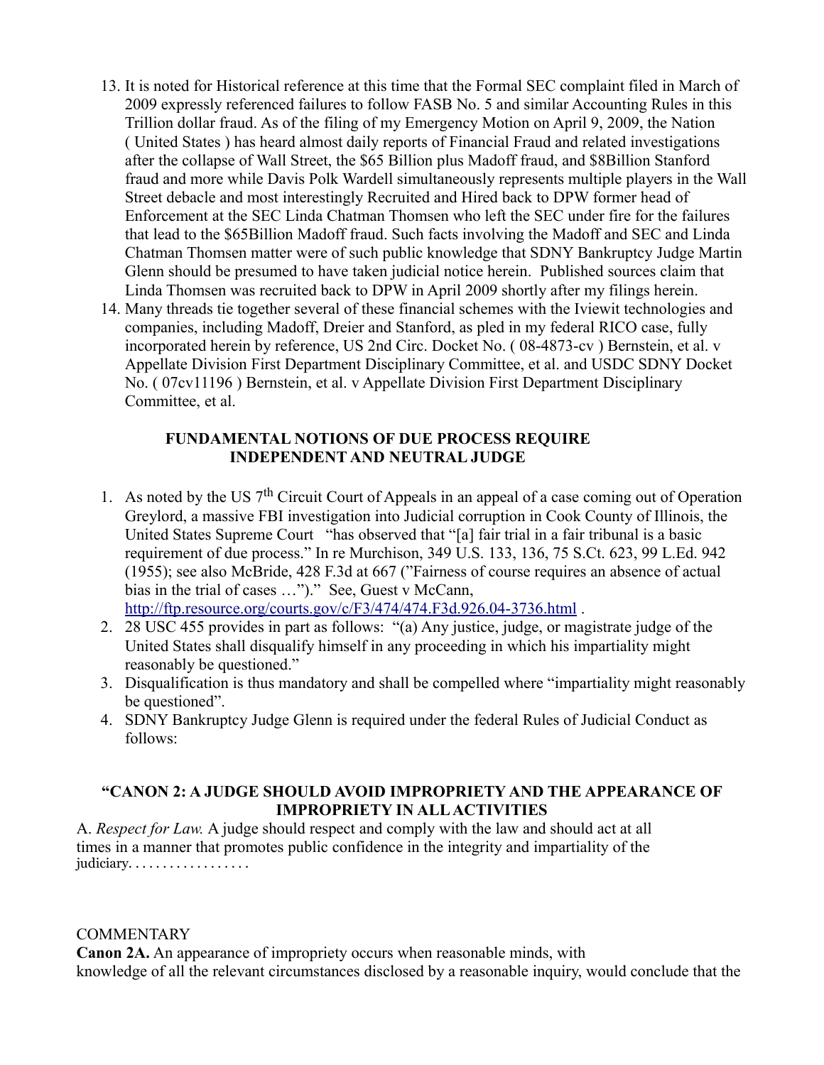13. It is noted for Historical reference at this time that the Formal SEC complaint filed in March of 2009 expressly referenced failures to follow FASB No. 5 and similar Accounting Rules in this Trillion dollar fraud. As of the filing of my Emergency Motion on April 9, 2009, the Nation ( United States ) has heard almost daily reports of Financial Fraud and related investigations after the collapse of Wall Street, the $65 Billion plus Madoff fraud, and $8Billion Stanford fraud and more while Davis Polk Wardell simultaneously represents multiple players in the Wall Street debacle and most interestingly Recruited and Hired back to DPW former head of Enforcement at the SEC Linda Chatman Thomsen who left the SEC under fire for the failures that lead to the $65Billion Madoff fraud. Such facts involving the Madoff and SEC and Linda Chatman Thomsen matter were of such public knowledge that SDNY Bankruptcy Judge Martin Glenn should be presumed to have taken judicial notice herein. Published sources claim that Linda Thomsen was recruited back to DPW in April 2009 shortly after my filings herein.
14. Many threads tie together several of these financial schemes with the Iviewit technologies and companies, including Madoff, Dreier and Stanford, as pled in my federal RICO case, fully incorporated herein by reference, US 2nd Circ. Docket No. ( 08-4873-cv ) Bernstein, et al. v Appellate Division First Department Disciplinary Committee, et al. and USDC SDNY Docket No. ( 07cv11196 ) Bernstein, et al. v Appellate Division First Department Disciplinary Committee, et al.

## FUNDAMENTAL NOTIONS OF DUE PROCESS REQUIRE INDEPENDENT AND NEUTRAL JUDGE

1. As noted by the US 7th Circuit Court of Appeals in an appeal of a case coming out of Operation Greylord, a massive FBI investigation into Judicial corruption in Cook County of Illinois, the United States Supreme Court "has observed that "[a] fair trial in a fair tribunal is a basic requirement of due process." In re Murchison, 349 U.S. 133, 136, 75 S.Ct. 623, 99 L.Ed. 942 (1955); see also McBride, 428 F.3d at 667 ("Fairness of course requires an absence of actual bias in the trial of cases …")." See, Guest v McCann, http://ftp.resource.org/courts.gov/c/F3/474/474.F3d.926.04-3736.html .
2. 28 USC 455 provides in part as follows: "(a) Any justice, judge, or magistrate judge of the United States shall disqualify himself in any proceeding in which his impartiality might reasonably be questioned."
3. Disqualification is thus mandatory and shall be compelled where "impartiality might reasonably be questioned".
4. SDNY Bankruptcy Judge Glenn is required under the federal Rules of Judicial Conduct as follows:

**"CANON 2: A JUDGE SHOULD AVOID IMPROPRIETY AND THE APPEARANCE OF IMPROPRIETY IN ALL ACTIVITIES**

A. *Respect for Law.* A judge should respect and comply with the law and should act at all times in a manner that promotes public confidence in the integrity and impartiality of the judiciary. . . . . . . . . . . . . . . . . .

COMMENTARY

**Canon 2A.** An appearance of impropriety occurs when reasonable minds, with knowledge of all the relevant circumstances disclosed by a reasonable inquiry, would conclude that the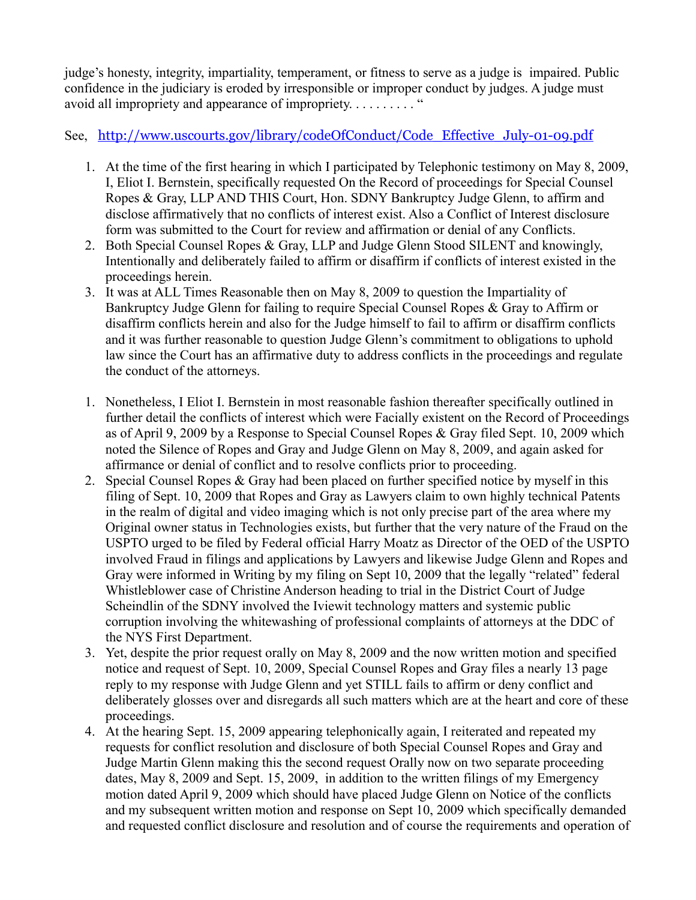judge's honesty, integrity, impartiality, temperament, or fitness to serve as a judge is impaired. Public confidence in the judiciary is eroded by irresponsible or improper conduct by judges. A judge must avoid all impropriety and appearance of impropriety. . . . . . . . . . "

See, http://www.uscourts.gov/library/codeOfConduct/Code_Effective_July-01-09.pdf

1. At the time of the first hearing in which I participated by Telephonic testimony on May 8, 2009, I, Eliot I. Bernstein, specifically requested On the Record of proceedings for Special Counsel Ropes & Gray, LLP AND THIS Court, Hon. SDNY Bankruptcy Judge Glenn, to affirm and disclose affirmatively that no conflicts of interest exist. Also a Conflict of Interest disclosure form was submitted to the Court for review and affirmation or denial of any Conflicts.
2. Both Special Counsel Ropes & Gray, LLP and Judge Glenn Stood SILENT and knowingly, Intentionally and deliberately failed to affirm or disaffirm if conflicts of interest existed in the proceedings herein.
3. It was at ALL Times Reasonable then on May 8, 2009 to question the Impartiality of Bankruptcy Judge Glenn for failing to require Special Counsel Ropes & Gray to Affirm or disaffirm conflicts herein and also for the Judge himself to fail to affirm or disaffirm conflicts and it was further reasonable to question Judge Glenn's commitment to obligations to uphold law since the Court has an affirmative duty to address conflicts in the proceedings and regulate the conduct of the attorneys.

1. Nonetheless, I Eliot I. Bernstein in most reasonable fashion thereafter specifically outlined in further detail the conflicts of interest which were Facially existent on the Record of Proceedings as of April 9, 2009 by a Response to Special Counsel Ropes & Gray filed Sept. 10, 2009 which noted the Silence of Ropes and Gray and Judge Glenn on May 8, 2009, and again asked for affirmance or denial of conflict and to resolve conflicts prior to proceeding.
2. Special Counsel Ropes & Gray had been placed on further specified notice by myself in this filing of Sept. 10, 2009 that Ropes and Gray as Lawyers claim to own highly technical Patents in the realm of digital and video imaging which is not only precise part of the area where my Original owner status in Technologies exists, but further that the very nature of the Fraud on the USPTO urged to be filed by Federal official Harry Moatz as Director of the OED of the USPTO involved Fraud in filings and applications by Lawyers and likewise Judge Glenn and Ropes and Gray were informed in Writing by my filing on Sept 10, 2009 that the legally "related" federal Whistleblower case of Christine Anderson heading to trial in the District Court of Judge Scheindlin of the SDNY involved the Iviewit technology matters and systemic public corruption involving the whitewashing of professional complaints of attorneys at the DDC of the NYS First Department.
3. Yet, despite the prior request orally on May 8, 2009 and the now written motion and specified notice and request of Sept. 10, 2009, Special Counsel Ropes and Gray files a nearly 13 page reply to my response with Judge Glenn and yet STILL fails to affirm or deny conflict and deliberately glosses over and disregards all such matters which are at the heart and core of these proceedings.
4. At the hearing Sept. 15, 2009 appearing telephonically again, I reiterated and repeated my requests for conflict resolution and disclosure of both Special Counsel Ropes and Gray and Judge Martin Glenn making this the second request Orally now on two separate proceeding dates, May 8, 2009 and Sept. 15, 2009, in addition to the written filings of my Emergency motion dated April 9, 2009 which should have placed Judge Glenn on Notice of the conflicts and my subsequent written motion and response on Sept 10, 2009 which specifically demanded and requested conflict disclosure and resolution and of course the requirements and operation of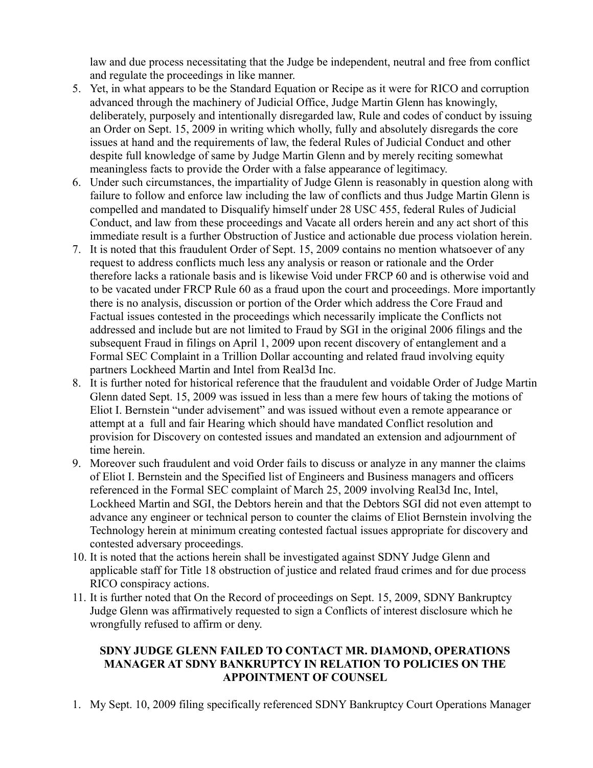law and due process necessitating that the Judge be independent, neutral and free from conflict and regulate the proceedings in like manner.

5. Yet, in what appears to be the Standard Equation or Recipe as it were for RICO and corruption advanced through the machinery of Judicial Office, Judge Martin Glenn has knowingly, deliberately, purposely and intentionally disregarded law, Rule and codes of conduct by issuing an Order on Sept. 15, 2009 in writing which wholly, fully and absolutely disregards the core issues at hand and the requirements of law, the federal Rules of Judicial Conduct and other despite full knowledge of same by Judge Martin Glenn and by merely reciting somewhat meaningless facts to provide the Order with a false appearance of legitimacy.
6. Under such circumstances, the impartiality of Judge Glenn is reasonably in question along with failure to follow and enforce law including the law of conflicts and thus Judge Martin Glenn is compelled and mandated to Disqualify himself under 28 USC 455, federal Rules of Judicial Conduct, and law from these proceedings and Vacate all orders herein and any act short of this immediate result is a further Obstruction of Justice and actionable due process violation herein.
7. It is noted that this fraudulent Order of Sept. 15, 2009 contains no mention whatsoever of any request to address conflicts much less any analysis or reason or rationale and the Order therefore lacks a rationale basis and is likewise Void under FRCP 60 and is otherwise void and to be vacated under FRCP Rule 60 as a fraud upon the court and proceedings. More importantly there is no analysis, discussion or portion of the Order which address the Core Fraud and Factual issues contested in the proceedings which necessarily implicate the Conflicts not addressed and include but are not limited to Fraud by SGI in the original 2006 filings and the subsequent Fraud in filings on April 1, 2009 upon recent discovery of entanglement and a Formal SEC Complaint in a Trillion Dollar accounting and related fraud involving equity partners Lockheed Martin and Intel from Real3d Inc.
8. It is further noted for historical reference that the fraudulent and voidable Order of Judge Martin Glenn dated Sept. 15, 2009 was issued in less than a mere few hours of taking the motions of Eliot I. Bernstein "under advisement" and was issued without even a remote appearance or attempt at a full and fair Hearing which should have mandated Conflict resolution and provision for Discovery on contested issues and mandated an extension and adjournment of time herein.
9. Moreover such fraudulent and void Order fails to discuss or analyze in any manner the claims of Eliot I. Bernstein and the Specified list of Engineers and Business managers and officers referenced in the Formal SEC complaint of March 25, 2009 involving Real3d Inc, Intel, Lockheed Martin and SGI, the Debtors herein and that the Debtors SGI did not even attempt to advance any engineer or technical person to counter the claims of Eliot Bernstein involving the Technology herein at minimum creating contested factual issues appropriate for discovery and contested adversary proceedings.
10. It is noted that the actions herein shall be investigated against SDNY Judge Glenn and applicable staff for Title 18 obstruction of justice and related fraud crimes and for due process RICO conspiracy actions.
11. It is further noted that On the Record of proceedings on Sept. 15, 2009, SDNY Bankruptcy Judge Glenn was affirmatively requested to sign a Conflicts of interest disclosure which he wrongfully refused to affirm or deny.

**SDNY JUDGE GLENN FAILED TO CONTACT MR. DIAMOND, OPERATIONS MANAGER AT SDNY BANKRUPTCY IN RELATION TO POLICIES ON THE APPOINTMENT OF COUNSEL**

1. My Sept. 10, 2009 filing specifically referenced SDNY Bankruptcy Court Operations Manager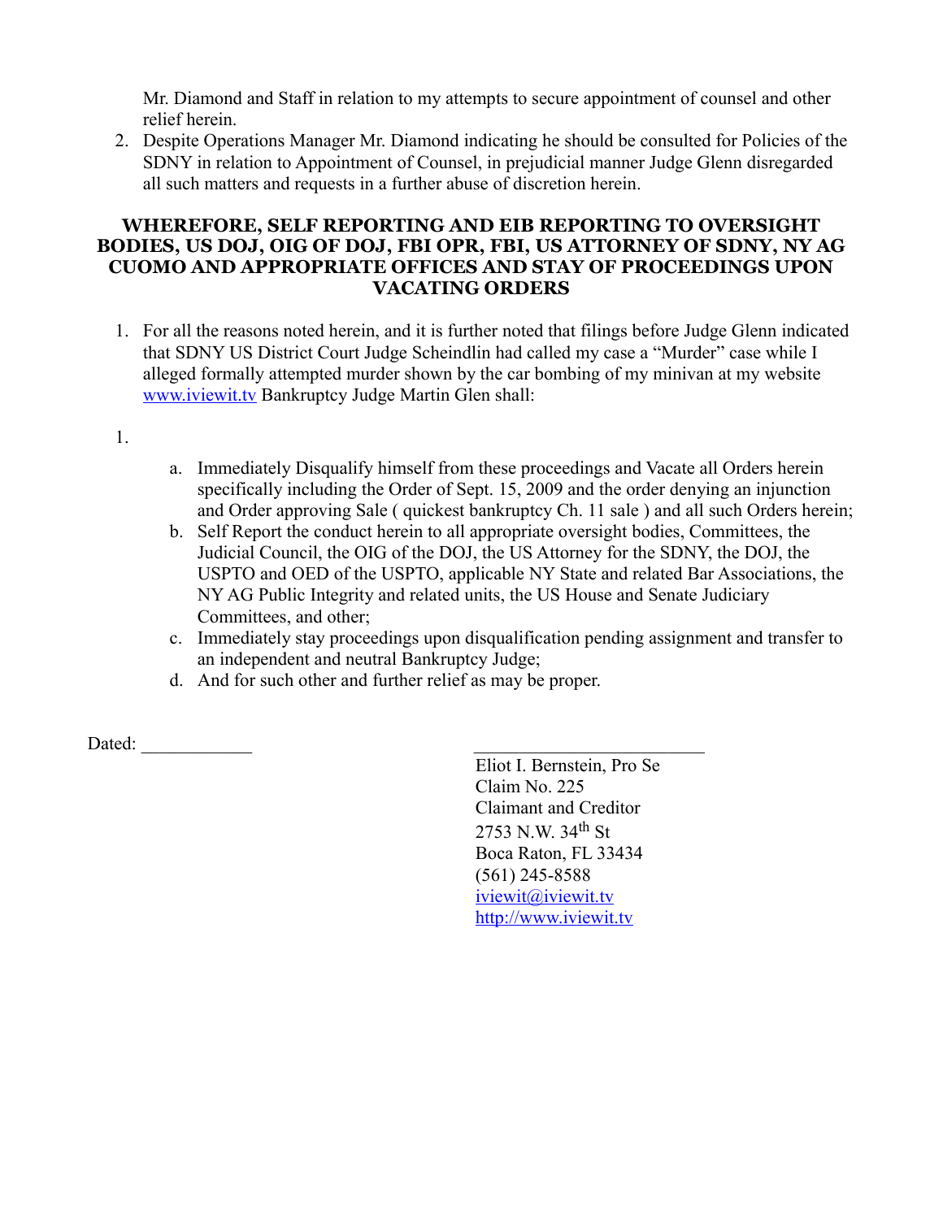Mr. Diamond and Staff in relation to my attempts to secure appointment of counsel and other relief herein.

2. Despite Operations Manager Mr. Diamond indicating he should be consulted for Policies of the SDNY in relation to Appointment of Counsel, in prejudicial manner Judge Glenn disregarded all such matters and requests in a further abuse of discretion herein.

## WHEREFORE, SELF REPORTING AND EIB REPORTING TO OVERSIGHT BODIES, US DOJ, OIG OF DOJ, FBI OPR, FBI, US ATTORNEY OF SDNY, NY AG CUOMO AND APPROPRIATE OFFICES AND STAY OF PROCEEDINGS UPON VACATING ORDERS

1. For all the reasons noted herein, and it is further noted that filings before Judge Glenn indicated that SDNY US District Court Judge Scheindlin had called my case a "Murder" case while I alleged formally attempted murder shown by the car bombing of my minivan at my website www.iviewit.tv Bankruptcy Judge Martin Glen shall:

1.
    a. Immediately Disqualify himself from these proceedings and Vacate all Orders herein specifically including the Order of Sept. 15, 2009 and the order denying an injunction and Order approving Sale ( quickest bankruptcy Ch. 11 sale ) and all such Orders herein;
    b. Self Report the conduct herein to all appropriate oversight bodies, Committees, the Judicial Council, the OIG of the DOJ, the US Attorney for the SDNY, the DOJ, the USPTO and OED of the USPTO, applicable NY State and related Bar Associations, the NY AG Public Integrity and related units, the US House and Senate Judiciary Committees, and other;
    c. Immediately stay proceedings upon disqualification pending assignment and transfer to an independent and neutral Bankruptcy Judge;
    d. And for such other and further relief as may be proper.

Dated: ____________

_________________________

Eliot I. Bernstein, Pro Se
Claim No. 225
Claimant and Creditor
2753 N.W. 34th St
Boca Raton, FL 33434
(561) 245-8588
iviewit@iviewit.tv
http://www.iviewit.tv